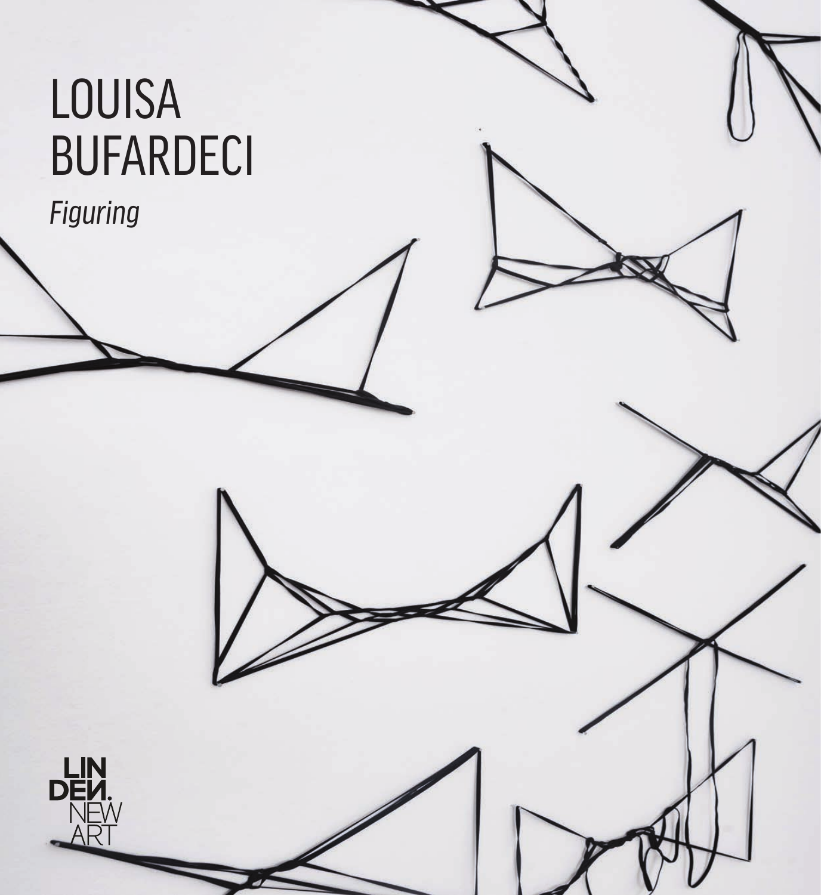# LOUISA BUFARDECI

*Figuring*

LINDEN. NEW ART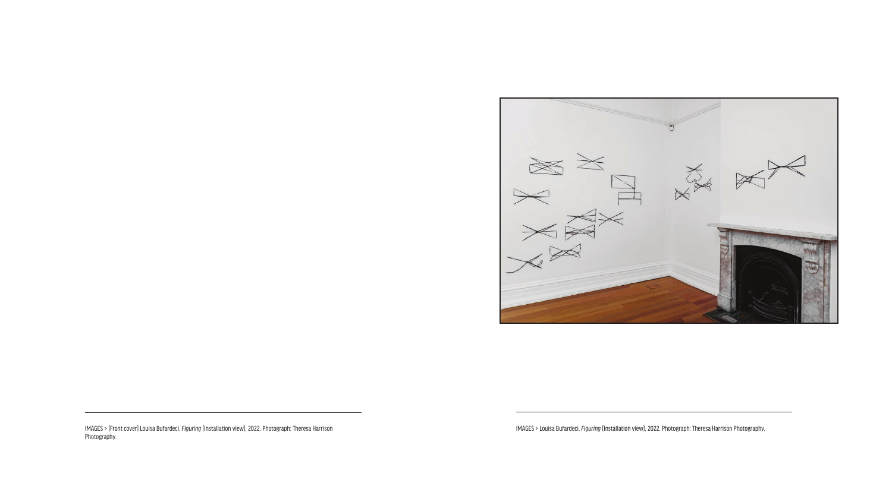IMAGES > [Front cover] Louisa Bufardeci, *Figuring* [Installation view], 2022. Photograph: Theresa Harrison Photography.

IMAGES > Louisa Bufardeci, *Figuring* [Installation view], 2022. Photograph: Theresa Harrison Photography.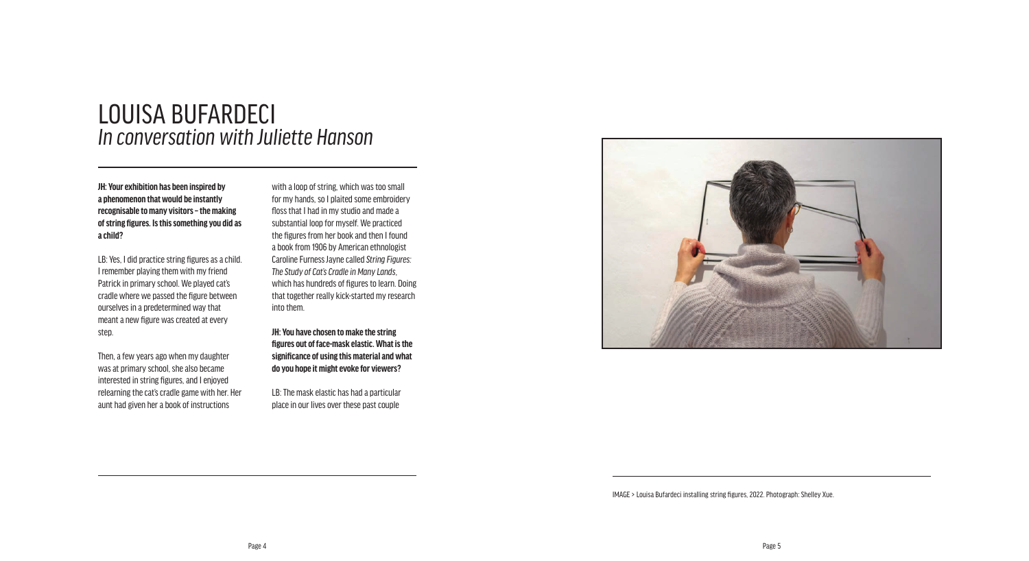# LOUISA BUFARDECI

## *In conversation with Juliette Hanson*

**JH: Your exhibition has been inspired by a phenomenon that would be instantly recognisable to many visitors – the making of string figures. Is this something you did as a child?**

LB: Yes, I did practice string figures as a child. I remember playing them with my friend Patrick in primary school. We played cat's cradle where we passed the figure between ourselves in a predetermined way that meant a new figure was created at every step.

Then, a few years ago when my daughter was at primary school, she also became interested in string figures, and I enjoyed relearning the cat's cradle game with her. Her aunt had given her a book of instructions with a loop of string, which was too small for my hands, so I plaited some embroidery floss that I had in my studio and made a substantial loop for myself. We practiced the figures from her book and then I found a book from 1906 by American ethnologist Caroline Furness Jayne called *String Figures: The Study of Cat's Cradle in Many Lands*, which has hundreds of figures to learn. Doing that together really kick-started my research into them.

**JH: You have chosen to make the string figures out of face-mask elastic. What is the significance of using this material and what do you hope it might evoke for viewers?**

LB: The mask elastic has had a particular place in our lives over these past couple

IMAGE > Louisa Bufardeci installing string figures, 2022. Photograph: Shelley Xue.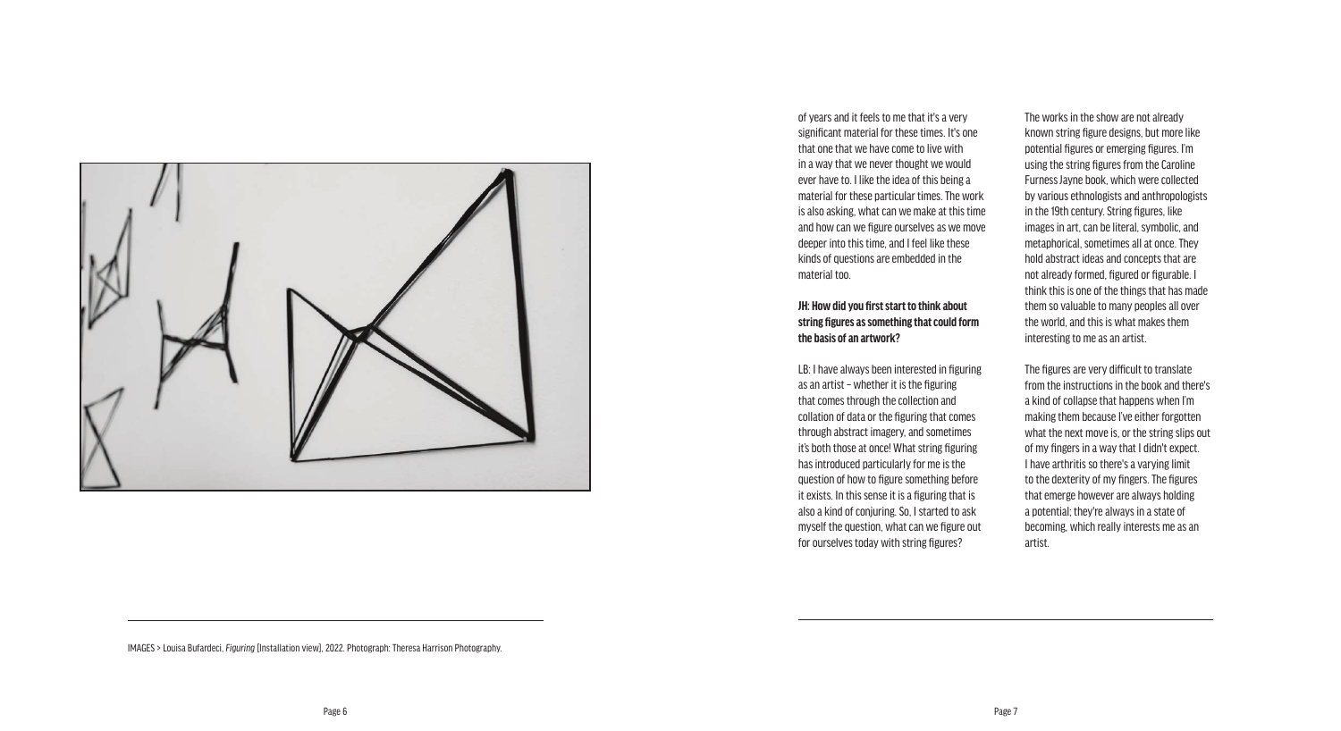of years and it feels to me that it's a very significant material for these times. It's one that one that we have come to live with in a way that we never thought we would ever have to. I like the idea of this being a material for these particular times. The work is also asking, what can we make at this time and how can we figure ourselves as we move deeper into this time, and I feel like these kinds of questions are embedded in the material too.

**JH: How did you first start to think about string figures as something that could form the basis of an artwork?**

LB: I have always been interested in figuring as an artist – whether it is the figuring that comes through the collection and collation of data or the figuring that comes through abstract imagery, and sometimes it's both those at once! What string figuring has introduced particularly for me is the question of how to figure something before it exists. In this sense it is a figuring that is also a kind of conjuring. So, I started to ask myself the question, what can we figure out for ourselves today with string figures?

The works in the show are not already known string figure designs, but more like potential figures or emerging figures. I'm using the string figures from the Caroline Furness Jayne book, which were collected by various ethnologists and anthropologists in the 19th century. String figures, like images in art, can be literal, symbolic, and metaphorical, sometimes all at once. They hold abstract ideas and concepts that are not already formed, figured or figurable. I think this is one of the things that has made them so valuable to many peoples all over the world, and this is what makes them interesting to me as an artist.

The figures are very difficult to translate from the instructions in the book and there's a kind of collapse that happens when I'm making them because I've either forgotten what the next move is, or the string slips out of my fingers in a way that I didn't expect. I have arthritis so there's a varying limit to the dexterity of my fingers. The figures that emerge however are always holding a potential; they're always in a state of becoming, which really interests me as an artist.

IMAGES > Louisa Bufardeci, *Figuring* [Installation view], 2022. Photograph: Theresa Harrison Photography.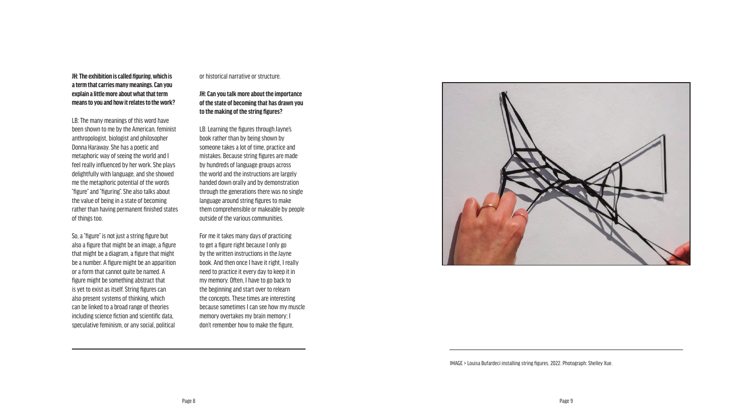**JH: The exhibition is called *figuring*, which is a term that carries many meanings. Can you explain a little more about what that term means to you and how it relates to the work?**

LB: The many meanings of this word have been shown to me by the American, feminist anthropologist, biologist and philosopher Donna Haraway. She has a poetic and metaphoric way of seeing the world and I feel really influenced by her work. She plays delightfully with language, and she showed me the metaphoric potential of the words "figure" and "figuring". She also talks about the value of being in a state of becoming rather than having permanent finished states of things too.

So, a "figure" is not just a string figure but also a figure that might be an image, a figure that might be a diagram, a figure that might be a number. A figure might be an apparition or a form that cannot quite be named. A figure might be something abstract that is yet to exist as itself. String figures can also present systems of thinking, which can be linked to a broad range of theories including science fiction and scientific data, speculative feminism, or any social, political or historical narrative or structure.

**JH: Can you talk more about the importance of the state of becoming that has drawn you to the making of the string figures?**

LB: Learning the figures through Jayne's book rather than by being shown by someone takes a lot of time, practice and mistakes. Because string figures are made by hundreds of language groups across the world and the instructions are largely handed down orally and by demonstration through the generations there was no single language around string figures to make them comprehensible or makeable by people outside of the various communities.

For me it takes many days of practicing to get a figure right because I only go by the written instructions in the Jayne book. And then once I have it right, I really need to practice it every day to keep it in my memory. Often, I have to go back to the beginning and start over to relearn the concepts. These times are interesting because sometimes I can see how my muscle memory overtakes my brain memory; I don't remember how to make the figure,

IMAGE > Louisa Bufardeci installing string figures, 2022. Photograph: Shelley Xue.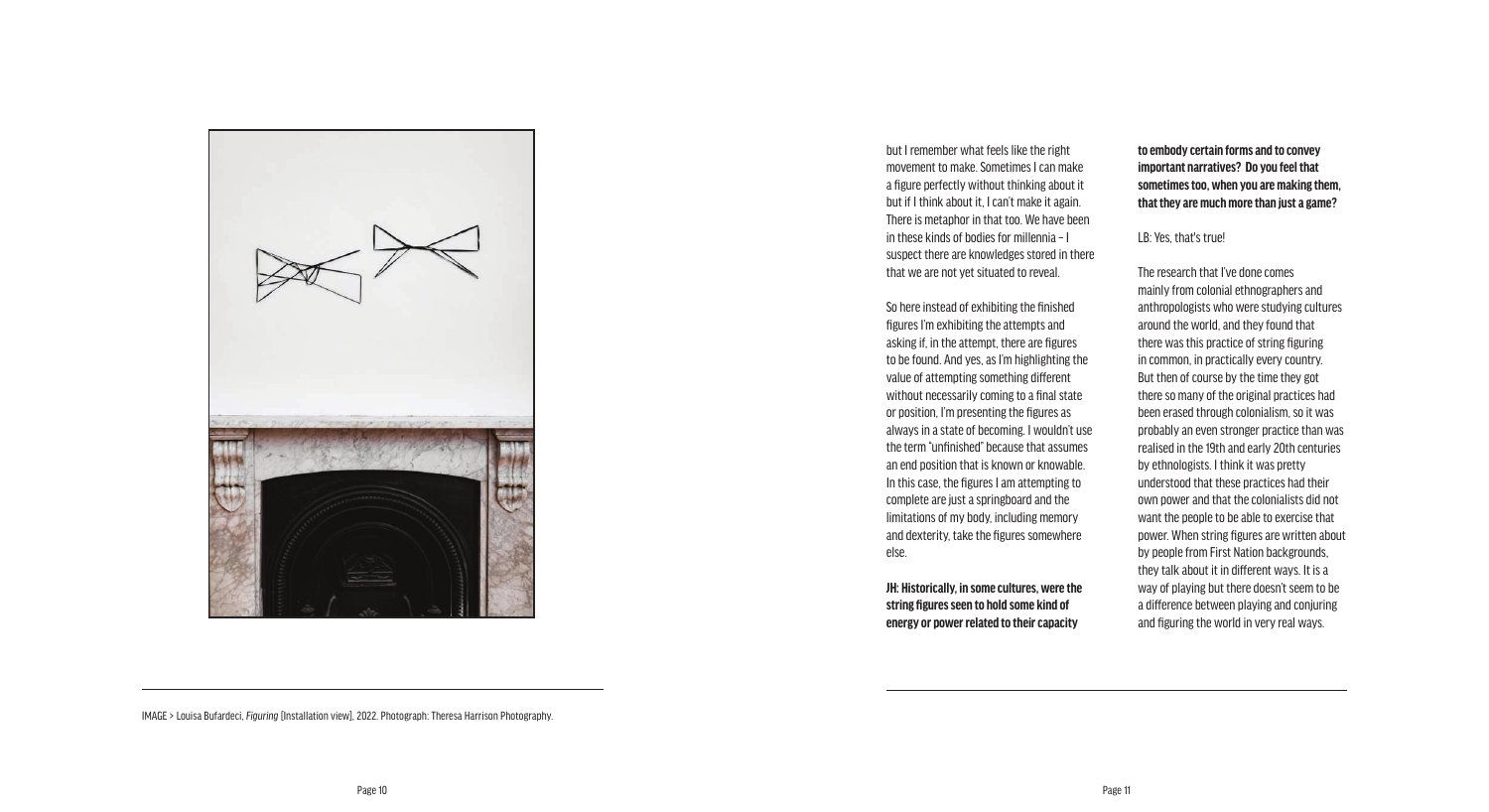IMAGE > Louisa Bufardeci, *Figuring* [Installation view], 2022. Photograph: Theresa Harrison Photography.

but I remember what feels like the right movement to make. Sometimes I can make a figure perfectly without thinking about it but if I think about it, I can't make it again. There is metaphor in that too. We have been in these kinds of bodies for millennia – I suspect there are knowledges stored in there that we are not yet situated to reveal.

So here instead of exhibiting the finished figures I'm exhibiting the attempts and asking if, in the attempt, there are figures to be found. And yes, as I'm highlighting the value of attempting something different without necessarily coming to a final state or position, I'm presenting the figures as always in a state of becoming. I wouldn't use the term "unfinished" because that assumes an end position that is known or knowable. In this case, the figures I am attempting to complete are just a springboard and the limitations of my body, including memory and dexterity, take the figures somewhere else.

**JH: Historically, in some cultures, were the string figures seen to hold some kind of energy or power related to their capacity to embody certain forms and to convey important narratives? Do you feel that sometimes too, when you are making them, that they are much more than just a game?**

LB: Yes, that's true!

The research that I've done comes mainly from colonial ethnographers and anthropologists who were studying cultures around the world, and they found that there was this practice of string figuring in common, in practically every country. But then of course by the time they got there so many of the original practices had been erased through colonialism, so it was probably an even stronger practice than was realised in the 19th and early 20th centuries by ethnologists. I think it was pretty understood that these practices had their own power and that the colonialists did not want the people to be able to exercise that power. When string figures are written about by people from First Nation backgrounds, they talk about it in different ways. It is a way of playing but there doesn't seem to be a difference between playing and conjuring and figuring the world in very real ways.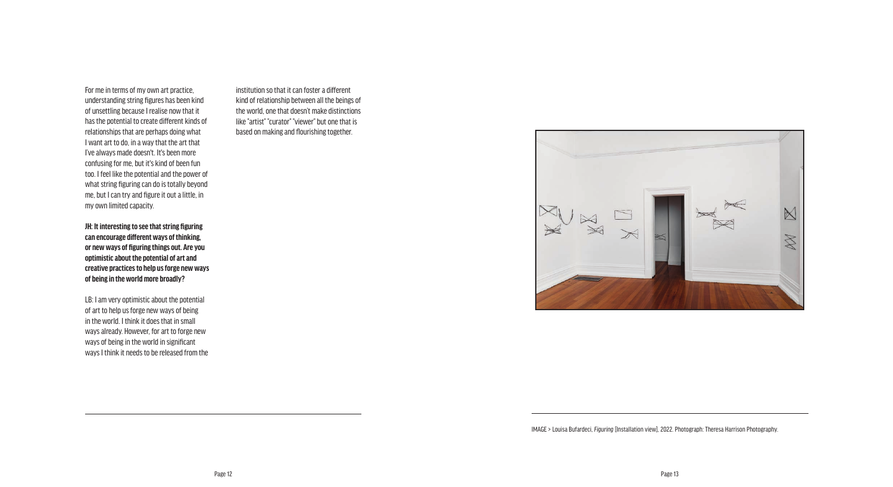For me in terms of my own art practice, understanding string figures has been kind of unsettling because I realise now that it has the potential to create different kinds of relationships that are perhaps doing what I want art to do, in a way that the art that I've always made doesn't. It's been more confusing for me, but it's kind of been fun too. I feel like the potential and the power of what string figuring can do is totally beyond me, but I can try and figure it out a little, in my own limited capacity.

**JH: It interesting to see that string figuring can encourage different ways of thinking, or new ways of figuring things out. Are you optimistic about the potential of art and creative practices to help us forge new ways of being in the world more broadly?**

LB: I am very optimistic about the potential of art to help us forge new ways of being in the world. I think it does that in small ways already. However, for art to forge new ways of being in the world in significant ways I think it needs to be released from the institution so that it can foster a different kind of relationship between all the beings of the world, one that doesn't make distinctions like "artist" "curator" "viewer" but one that is based on making and flourishing together.

IMAGE > Louisa Bufardeci, *Figuring* [Installation view], 2022. Photograph: Theresa Harrison Photography.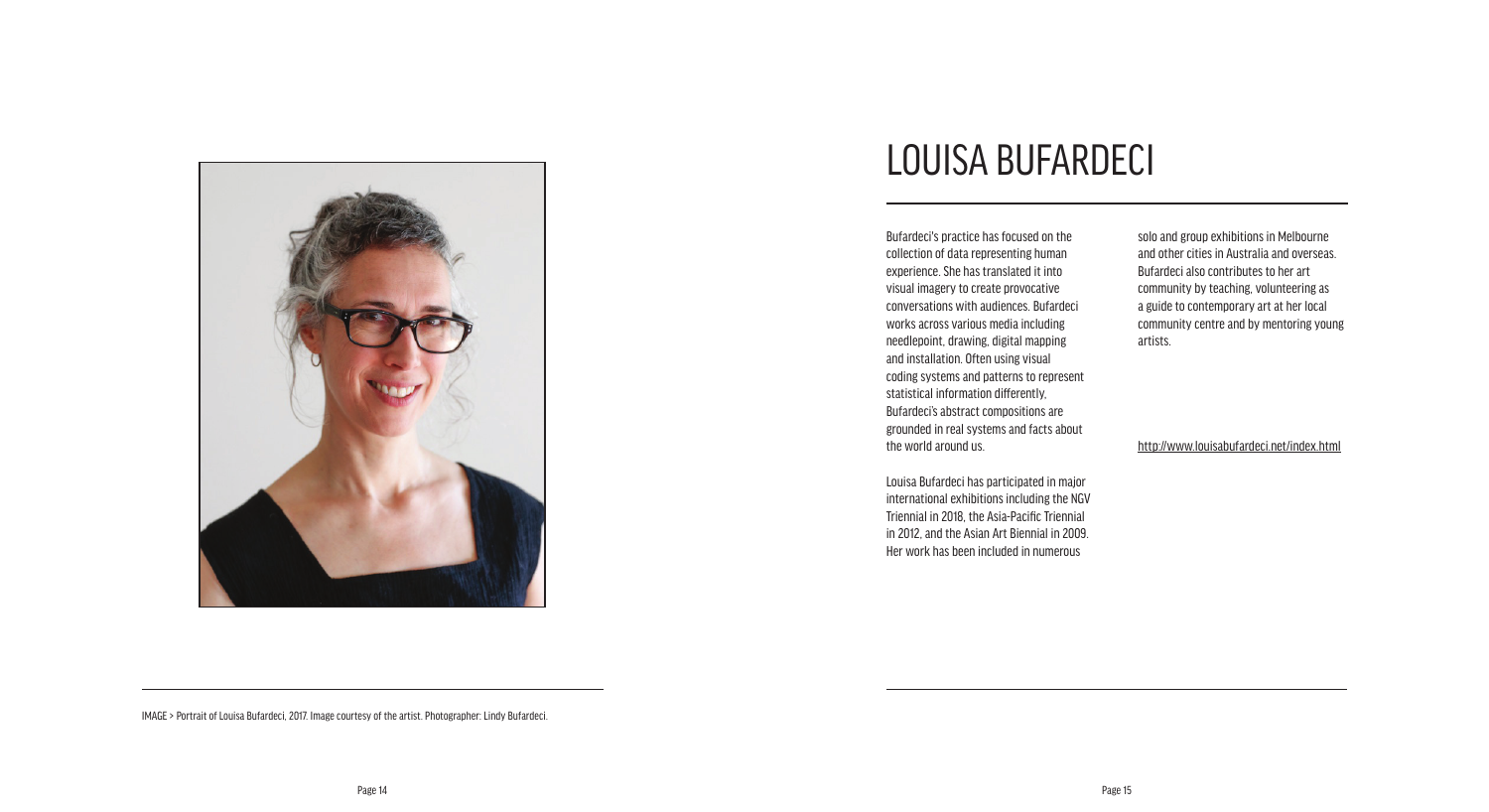# LOUISA BUFARDECI

Bufardeci's practice has focused on the collection of data representing human experience. She has translated it into visual imagery to create provocative conversations with audiences. Bufardeci works across various media including needlepoint, drawing, digital mapping and installation. Often using visual coding systems and patterns to represent statistical information differently, Bufardeci's abstract compositions are grounded in real systems and facts about the world around us.

Louisa Bufardeci has participated in major international exhibitions including the NGV Triennial in 2018, the Asia-Pacific Triennial in 2012, and the Asian Art Biennial in 2009. Her work has been included in numerous solo and group exhibitions in Melbourne and other cities in Australia and overseas. Bufardeci also contributes to her art community by teaching, volunteering as a guide to contemporary art at her local community centre and by mentoring young artists.

http://www.louisabufardeci.net/index.html

IMAGE > Portrait of Louisa Bufardeci, 2017. Image courtesy of the artist. Photographer: Lindy Bufardeci.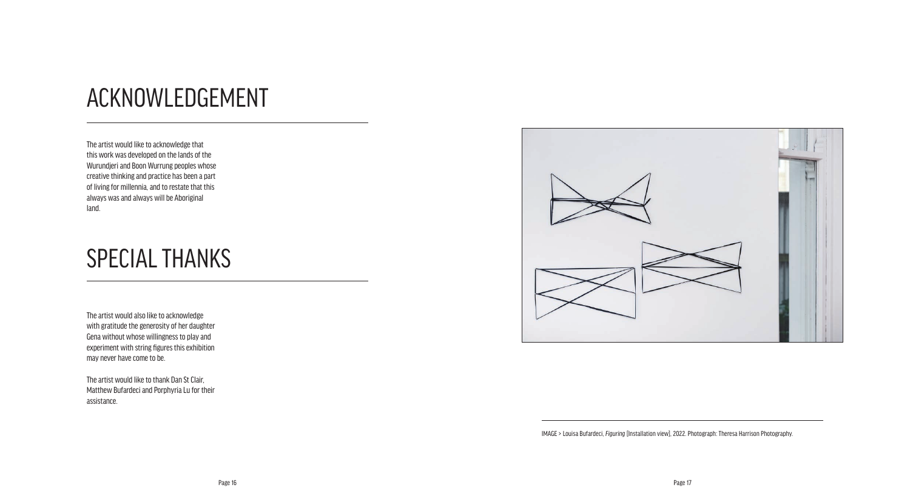# ACKNOWLEDGEMENT

The artist would like to acknowledge that this work was developed on the lands of the Wurundjeri and Boon Wurrung peoples whose creative thinking and practice has been a part of living for millennia, and to restate that this always was and always will be Aboriginal land.

# SPECIAL THANKS

The artist would also like to acknowledge with gratitude the generosity of her daughter Gena without whose willingness to play and experiment with string figures this exhibition may never have come to be.

The artist would like to thank Dan St Clair, Matthew Bufardeci and Porphyria Lu for their assistance.

IMAGE > Louisa Bufardeci, *Figuring* [Installation view], 2022. Photograph: Theresa Harrison Photography.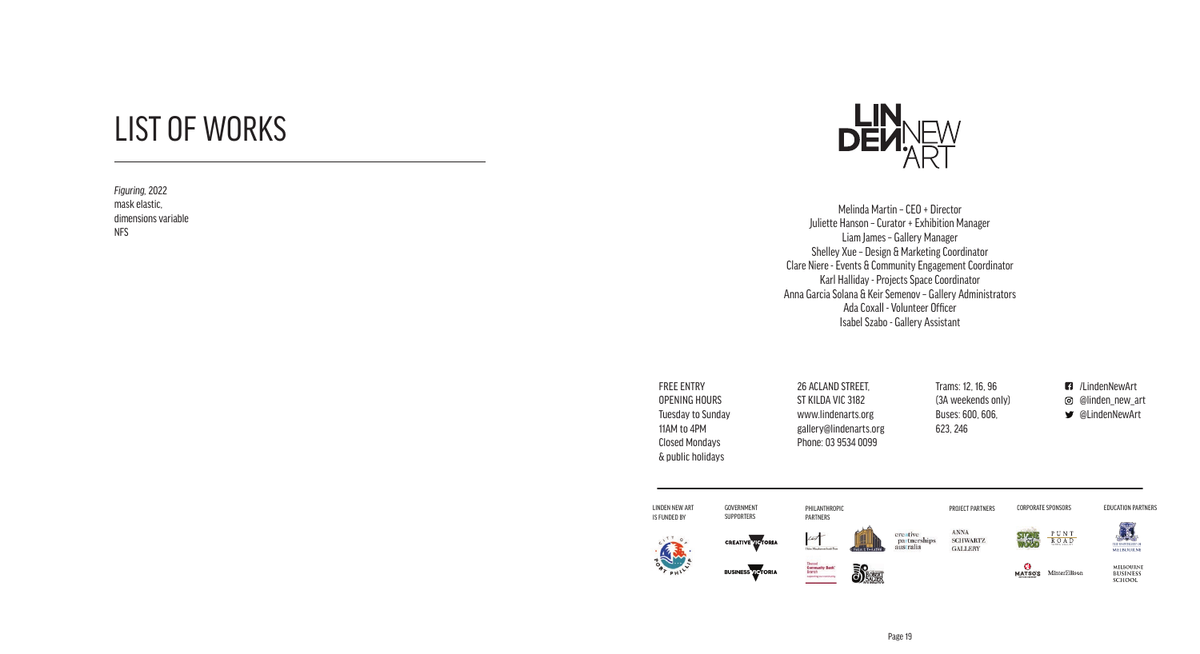# LIST OF WORKS

*Figuring*, 2022
mask elastic,
dimensions variable
NFS

LINDEN NEW ART

Melinda Martin – CEO + Director
Juliette Hanson – Curator + Exhibition Manager
Liam James – Gallery Manager
Shelley Xue – Design & Marketing Coordinator
Clare Niere - Events & Community Engagement Coordinator
Karl Halliday - Projects Space Coordinator
Anna Garcia Solana & Keir Semenov – Gallery Administrators
Ada Coxall - Volunteer Officer
Isabel Szabo - Gallery Assistant

FREE ENTRY
OPENING HOURS
Tuesday to Sunday
11AM to 4PM
Closed Mondays
& public holidays

26 ACLAND STREET,
ST KILDA VIC 3182
www.lindenarts.org
gallery@lindenarts.org
Phone: 03 9534 0099

Trams: 12, 16, 96
(3A weekends only)
Buses: 600, 606,
623, 246

/LindenNewArt
@linden_new_art
@LindenNewArt

LINDEN NEW ART IS FUNDED BY

GOVERNMENT SUPPORTERS

PHILANTHROPIC PARTNERS

PROJECT PARTNERS

CORPORATE SPONSORS

EDUCATION PARTNERS